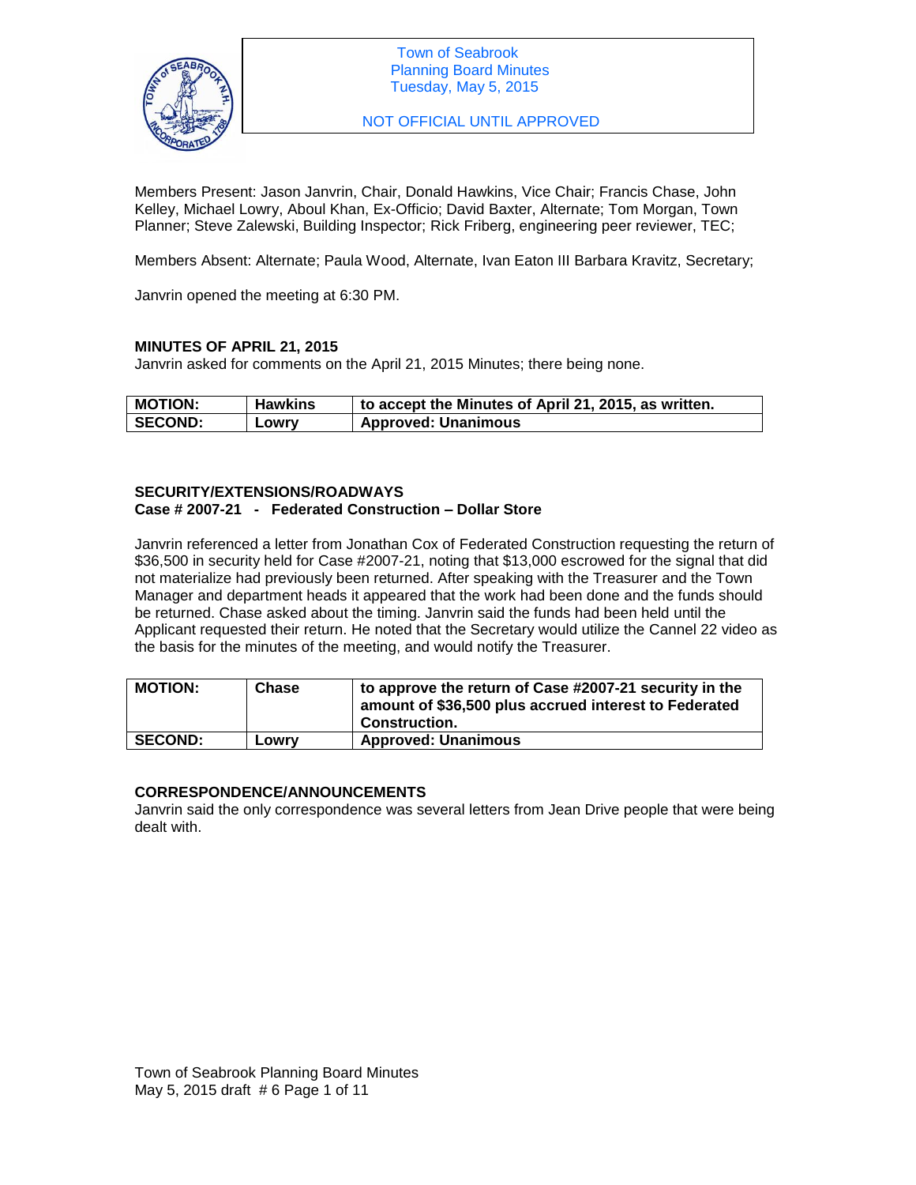Town of Seabrook
Planning Board Minutes
Tuesday, May 5, 2015

NOT OFFICIAL UNTIL APPROVED

Members Present: Jason Janvrin, Chair, Donald Hawkins, Vice Chair; Francis Chase, John Kelley, Michael Lowry, Aboul Khan, Ex-Officio; David Baxter, Alternate; Tom Morgan, Town Planner; Steve Zalewski, Building Inspector; Rick Friberg, engineering peer reviewer, TEC;

Members Absent: Alternate; Paula Wood, Alternate, Ivan Eaton III Barbara Kravitz, Secretary;

Janvrin opened the meeting at 6:30 PM.

**MINUTES OF APRIL 21, 2015**

Janvrin asked for comments on the April 21, 2015 Minutes; there being none.

| **MOTION:** | **Hawkins** | **to accept the Minutes of April 21, 2015, as written.** |
|---|---|---|
| **SECOND:** | **Lowry** | **Approved: Unanimous** |

**SECURITY/EXTENSIONS/ROADWAYS**

**Case # 2007-21 - Federated Construction – Dollar Store**

Janvrin referenced a letter from Jonathan Cox of Federated Construction requesting the return of $36,500 in security held for Case #2007-21, noting that $13,000 escrowed for the signal that did not materialize had previously been returned. After speaking with the Treasurer and the Town Manager and department heads it appeared that the work had been done and the funds should be returned. Chase asked about the timing. Janvrin said the funds had been held until the Applicant requested their return. He noted that the Secretary would utilize the Cannel 22 video as the basis for the minutes of the meeting, and would notify the Treasurer.

| **MOTION:** | **Chase** | **to approve the return of Case #2007-21 security in the amount of $36,500 plus accrued interest to Federated Construction.** |
|---|---|---|
| **SECOND:** | **Lowry** | **Approved: Unanimous** |

**CORRESPONDENCE/ANNOUNCEMENTS**

Janvrin said the only correspondence was several letters from Jean Drive people that were being dealt with.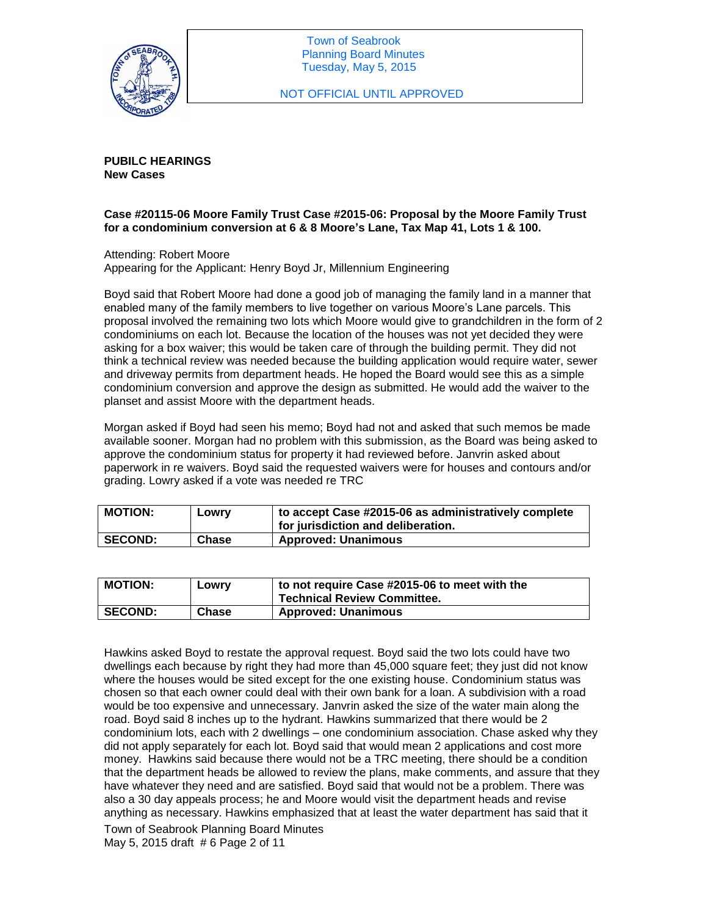# PUBILC HEARINGS
## New Cases

**Case #20115-06 Moore Family Trust Case #2015-06: Proposal by the Moore Family Trust for a condominium conversion at 6 & 8 Moore's Lane, Tax Map 41, Lots 1 & 100.**

Attending: Robert Moore
Appearing for the Applicant: Henry Boyd Jr, Millennium Engineering

Boyd said that Robert Moore had done a good job of managing the family land in a manner that enabled many of the family members to live together on various Moore's Lane parcels. This proposal involved the remaining two lots which Moore would give to grandchildren in the form of 2 condominiums on each lot. Because the location of the houses was not yet decided they were asking for a box waiver; this would be taken care of through the building permit. They did not think a technical review was needed because the building application would require water, sewer and driveway permits from department heads. He hoped the Board would see this as a simple condominium conversion and approve the design as submitted. He would add the waiver to the planset and assist Moore with the department heads.

Morgan asked if Boyd had seen his memo; Boyd had not and asked that such memos be made available sooner. Morgan had no problem with this submission, as the Board was being asked to approve the condominium status for property it had reviewed before. Janvrin asked about paperwork in re waivers. Boyd said the requested waivers were for houses and contours and/or grading. Lowry asked if a vote was needed re TRC

| **MOTION:** | **Lowry** | **to accept Case #2015-06 as administratively complete for jurisdiction and deliberation.** |
|---|---|---|
| **SECOND:** | **Chase** | **Approved: Unanimous** |

| **MOTION:** | **Lowry** | **to not require Case #2015-06 to meet with the Technical Review Committee.** |
|---|---|---|
| **SECOND:** | **Chase** | **Approved: Unanimous** |

Hawkins asked Boyd to restate the approval request. Boyd said the two lots could have two dwellings each because by right they had more than 45,000 square feet; they just did not know where the houses would be sited except for the one existing house. Condominium status was chosen so that each owner could deal with their own bank for a loan. A subdivision with a road would be too expensive and unnecessary. Janvrin asked the size of the water main along the road. Boyd said 8 inches up to the hydrant. Hawkins summarized that there would be 2 condominium lots, each with 2 dwellings – one condominium association. Chase asked why they did not apply separately for each lot. Boyd said that would mean 2 applications and cost more money. Hawkins said because there would not be a TRC meeting, there should be a condition that the department heads be allowed to review the plans, make comments, and assure that they have whatever they need and are satisfied. Boyd said that would not be a problem. There was also a 30 day appeals process; he and Moore would visit the department heads and revise anything as necessary. Hawkins emphasized that at least the water department has said that it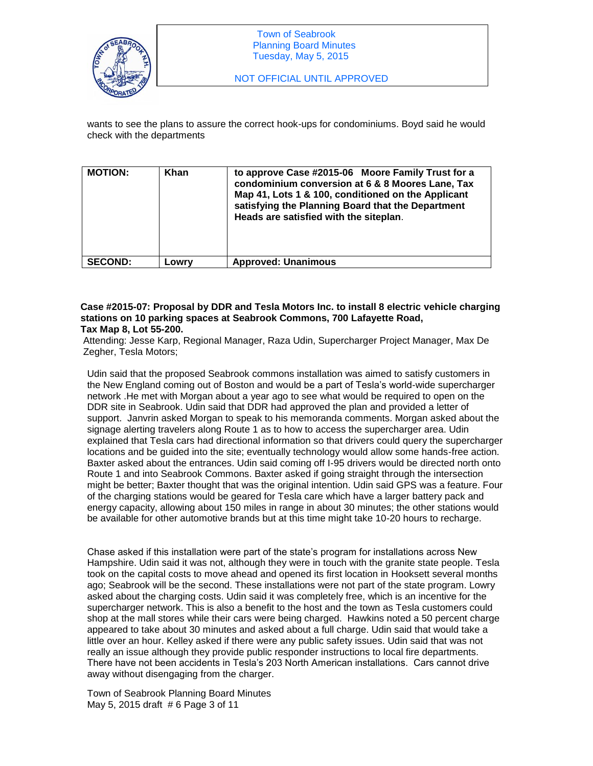wants to see the plans to assure the correct hook-ups for condominiums. Boyd said he would check with the departments

| **MOTION:** | **Khan** | **to approve Case #2015-06 Moore Family Trust for a condominium conversion at 6 & 8 Moores Lane, Tax Map 41, Lots 1 & 100, conditioned on the Applicant satisfying the Planning Board that the Department Heads are satisfied with the siteplan**. |
|---|---|---|
| **SECOND:** | **Lowry** | **Approved: Unanimous** |

**Case #2015-07: Proposal by DDR and Tesla Motors Inc. to install 8 electric vehicle charging stations on 10 parking spaces at Seabrook Commons, 700 Lafayette Road, Tax Map 8, Lot 55-200.**

Attending: Jesse Karp, Regional Manager, Raza Udin, Supercharger Project Manager, Max De Zegher, Tesla Motors;

Udin said that the proposed Seabrook commons installation was aimed to satisfy customers in the New England coming out of Boston and would be a part of Tesla's world-wide supercharger network .He met with Morgan about a year ago to see what would be required to open on the DDR site in Seabrook. Udin said that DDR had approved the plan and provided a letter of support. Janvrin asked Morgan to speak to his memoranda comments. Morgan asked about the signage alerting travelers along Route 1 as to how to access the supercharger area. Udin explained that Tesla cars had directional information so that drivers could query the supercharger locations and be guided into the site; eventually technology would allow some hands-free action. Baxter asked about the entrances. Udin said coming off I-95 drivers would be directed north onto Route 1 and into Seabrook Commons. Baxter asked if going straight through the intersection might be better; Baxter thought that was the original intention. Udin said GPS was a feature. Four of the charging stations would be geared for Tesla care which have a larger battery pack and energy capacity, allowing about 150 miles in range in about 30 minutes; the other stations would be available for other automotive brands but at this time might take 10-20 hours to recharge.

Chase asked if this installation were part of the state's program for installations across New Hampshire. Udin said it was not, although they were in touch with the granite state people. Tesla took on the capital costs to move ahead and opened its first location in Hooksett several months ago; Seabrook will be the second. These installations were not part of the state program. Lowry asked about the charging costs. Udin said it was completely free, which is an incentive for the supercharger network. This is also a benefit to the host and the town as Tesla customers could shop at the mall stores while their cars were being charged. Hawkins noted a 50 percent charge appeared to take about 30 minutes and asked about a full charge. Udin said that would take a little over an hour. Kelley asked if there were any public safety issues. Udin said that was not really an issue although they provide public responder instructions to local fire departments. There have not been accidents in Tesla's 203 North American installations. Cars cannot drive away without disengaging from the charger.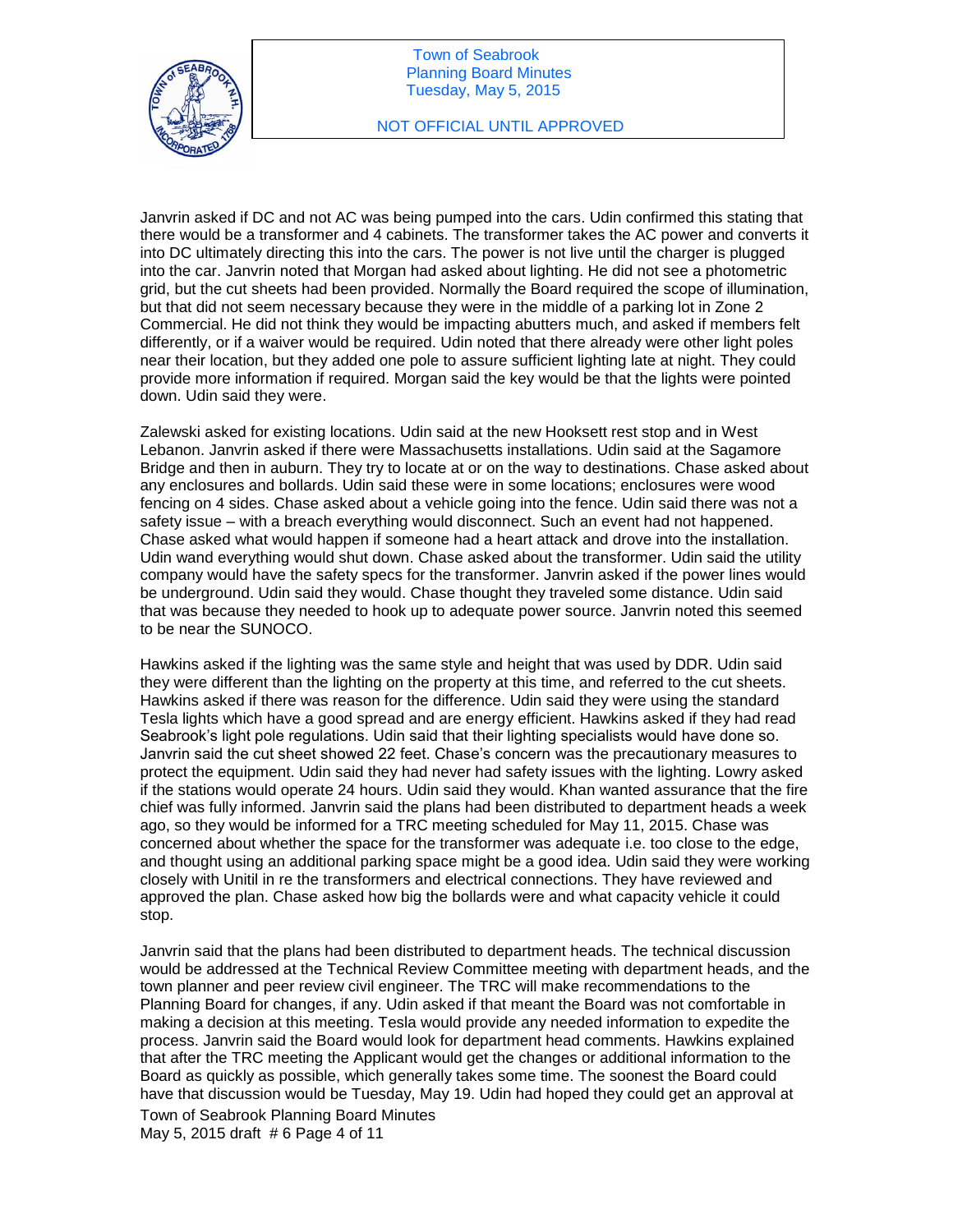Janvrin asked if DC and not AC was being pumped into the cars. Udin confirmed this stating that there would be a transformer and 4 cabinets. The transformer takes the AC power and converts it into DC ultimately directing this into the cars. The power is not live until the charger is plugged into the car. Janvrin noted that Morgan had asked about lighting. He did not see a photometric grid, but the cut sheets had been provided. Normally the Board required the scope of illumination, but that did not seem necessary because they were in the middle of a parking lot in Zone 2 Commercial. He did not think they would be impacting abutters much, and asked if members felt differently, or if a waiver would be required. Udin noted that there already were other light poles near their location, but they added one pole to assure sufficient lighting late at night. They could provide more information if required. Morgan said the key would be that the lights were pointed down. Udin said they were.

Zalewski asked for existing locations. Udin said at the new Hooksett rest stop and in West Lebanon. Janvrin asked if there were Massachusetts installations. Udin said at the Sagamore Bridge and then in auburn. They try to locate at or on the way to destinations. Chase asked about any enclosures and bollards. Udin said these were in some locations; enclosures were wood fencing on 4 sides. Chase asked about a vehicle going into the fence. Udin said there was not a safety issue – with a breach everything would disconnect. Such an event had not happened. Chase asked what would happen if someone had a heart attack and drove into the installation. Udin wand everything would shut down. Chase asked about the transformer. Udin said the utility company would have the safety specs for the transformer. Janvrin asked if the power lines would be underground. Udin said they would. Chase thought they traveled some distance. Udin said that was because they needed to hook up to adequate power source. Janvrin noted this seemed to be near the SUNOCO.

Hawkins asked if the lighting was the same style and height that was used by DDR. Udin said they were different than the lighting on the property at this time, and referred to the cut sheets. Hawkins asked if there was reason for the difference. Udin said they were using the standard Tesla lights which have a good spread and are energy efficient. Hawkins asked if they had read Seabrook's light pole regulations. Udin said that their lighting specialists would have done so. Janvrin said the cut sheet showed 22 feet. Chase's concern was the precautionary measures to protect the equipment. Udin said they had never had safety issues with the lighting. Lowry asked if the stations would operate 24 hours. Udin said they would. Khan wanted assurance that the fire chief was fully informed. Janvrin said the plans had been distributed to department heads a week ago, so they would be informed for a TRC meeting scheduled for May 11, 2015. Chase was concerned about whether the space for the transformer was adequate i.e. too close to the edge, and thought using an additional parking space might be a good idea. Udin said they were working closely with Unitil in re the transformers and electrical connections. They have reviewed and approved the plan. Chase asked how big the bollards were and what capacity vehicle it could stop.

Janvrin said that the plans had been distributed to department heads. The technical discussion would be addressed at the Technical Review Committee meeting with department heads, and the town planner and peer review civil engineer. The TRC will make recommendations to the Planning Board for changes, if any. Udin asked if that meant the Board was not comfortable in making a decision at this meeting. Tesla would provide any needed information to expedite the process. Janvrin said the Board would look for department head comments. Hawkins explained that after the TRC meeting the Applicant would get the changes or additional information to the Board as quickly as possible, which generally takes some time. The soonest the Board could have that discussion would be Tuesday, May 19. Udin had hoped they could get an approval at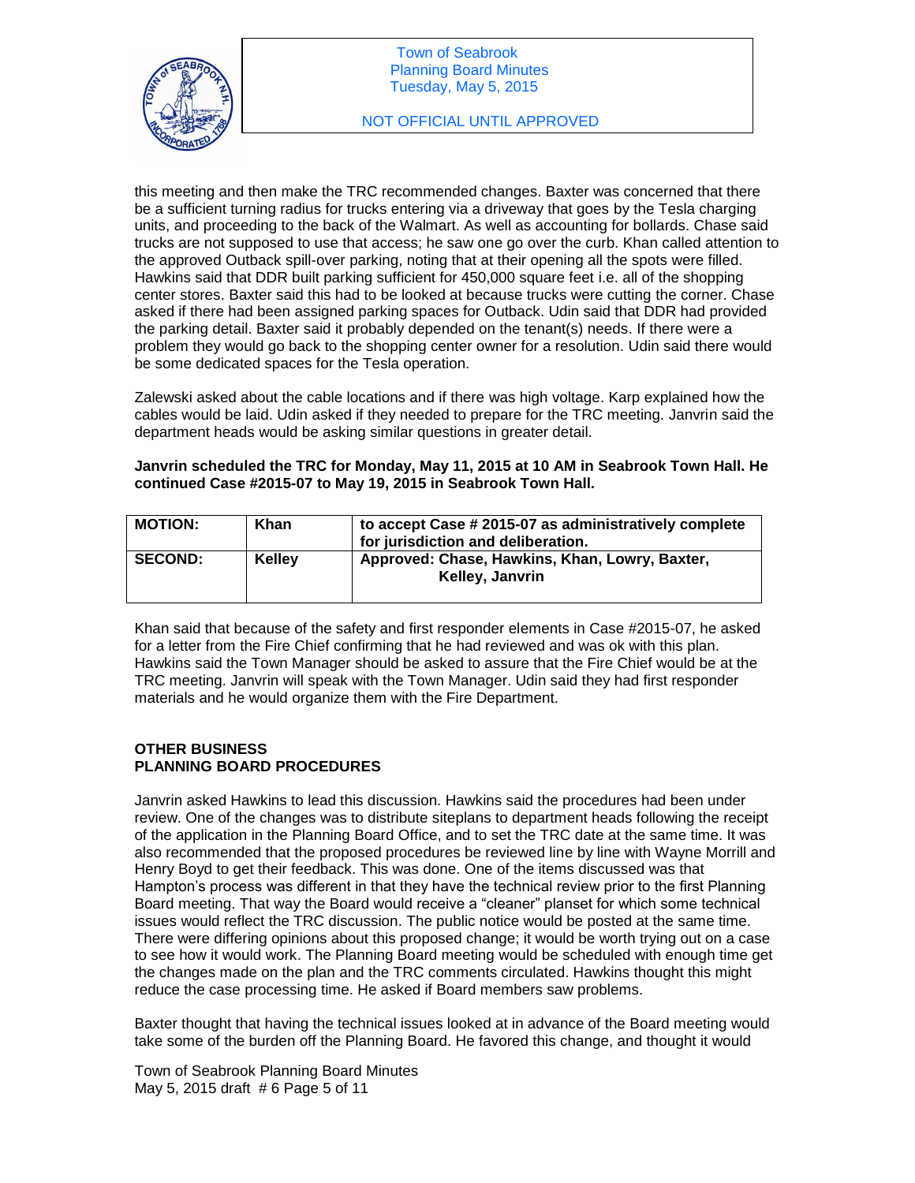this meeting and then make the TRC recommended changes. Baxter was concerned that there be a sufficient turning radius for trucks entering via a driveway that goes by the Tesla charging units, and proceeding to the back of the Walmart. As well as accounting for bollards. Chase said trucks are not supposed to use that access; he saw one go over the curb. Khan called attention to the approved Outback spill-over parking, noting that at their opening all the spots were filled. Hawkins said that DDR built parking sufficient for 450,000 square feet i.e. all of the shopping center stores. Baxter said this had to be looked at because trucks were cutting the corner. Chase asked if there had been assigned parking spaces for Outback. Udin said that DDR had provided the parking detail. Baxter said it probably depended on the tenant(s) needs. If there were a problem they would go back to the shopping center owner for a resolution. Udin said there would be some dedicated spaces for the Tesla operation.

Zalewski asked about the cable locations and if there was high voltage. Karp explained how the cables would be laid. Udin asked if they needed to prepare for the TRC meeting. Janvrin said the department heads would be asking similar questions in greater detail.

**Janvrin scheduled the TRC for Monday, May 11, 2015 at 10 AM in Seabrook Town Hall. He continued Case #2015-07 to May 19, 2015 in Seabrook Town Hall.**

| **MOTION:** | **Khan** | **to accept Case # 2015-07 as administratively complete for jurisdiction and deliberation.** |
|---|---|---|
| **SECOND:** | **Kelley** | **Approved: Chase, Hawkins, Khan, Lowry, Baxter, Kelley, Janvrin** |

Khan said that because of the safety and first responder elements in Case #2015-07, he asked for a letter from the Fire Chief confirming that he had reviewed and was ok with this plan. Hawkins said the Town Manager should be asked to assure that the Fire Chief would be at the TRC meeting. Janvrin will speak with the Town Manager. Udin said they had first responder materials and he would organize them with the Fire Department.

**OTHER BUSINESS**
**PLANNING BOARD PROCEDURES**

Janvrin asked Hawkins to lead this discussion. Hawkins said the procedures had been under review. One of the changes was to distribute siteplans to department heads following the receipt of the application in the Planning Board Office, and to set the TRC date at the same time. It was also recommended that the proposed procedures be reviewed line by line with Wayne Morrill and Henry Boyd to get their feedback. This was done. One of the items discussed was that Hampton's process was different in that they have the technical review prior to the first Planning Board meeting. That way the Board would receive a "cleaner" planset for which some technical issues would reflect the TRC discussion. The public notice would be posted at the same time. There were differing opinions about this proposed change; it would be worth trying out on a case to see how it would work. The Planning Board meeting would be scheduled with enough time get the changes made on the plan and the TRC comments circulated. Hawkins thought this might reduce the case processing time. He asked if Board members saw problems.

Baxter thought that having the technical issues looked at in advance of the Board meeting would take some of the burden off the Planning Board. He favored this change, and thought it would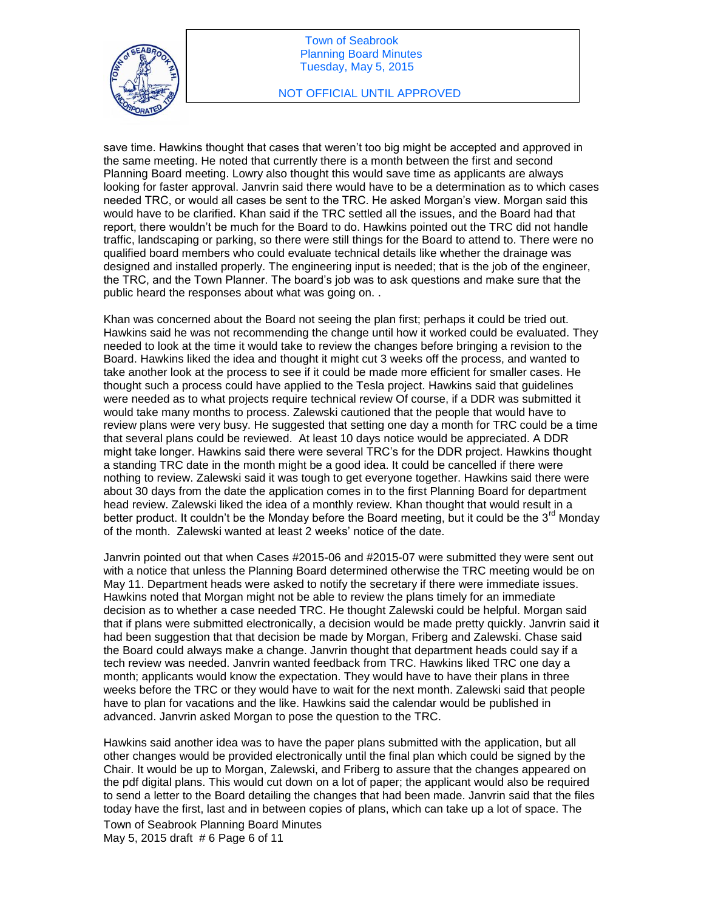save time. Hawkins thought that cases that weren't too big might be accepted and approved in the same meeting. He noted that currently there is a month between the first and second Planning Board meeting. Lowry also thought this would save time as applicants are always looking for faster approval. Janvrin said there would have to be a determination as to which cases needed TRC, or would all cases be sent to the TRC. He asked Morgan's view. Morgan said this would have to be clarified. Khan said if the TRC settled all the issues, and the Board had that report, there wouldn't be much for the Board to do. Hawkins pointed out the TRC did not handle traffic, landscaping or parking, so there were still things for the Board to attend to. There were no qualified board members who could evaluate technical details like whether the drainage was designed and installed properly. The engineering input is needed; that is the job of the engineer, the TRC, and the Town Planner. The board's job was to ask questions and make sure that the public heard the responses about what was going on. .

Khan was concerned about the Board not seeing the plan first; perhaps it could be tried out. Hawkins said he was not recommending the change until how it worked could be evaluated. They needed to look at the time it would take to review the changes before bringing a revision to the Board. Hawkins liked the idea and thought it might cut 3 weeks off the process, and wanted to take another look at the process to see if it could be made more efficient for smaller cases. He thought such a process could have applied to the Tesla project. Hawkins said that guidelines were needed as to what projects require technical review Of course, if a DDR was submitted it would take many months to process. Zalewski cautioned that the people that would have to review plans were very busy. He suggested that setting one day a month for TRC could be a time that several plans could be reviewed. At least 10 days notice would be appreciated. A DDR might take longer. Hawkins said there were several TRC's for the DDR project. Hawkins thought a standing TRC date in the month might be a good idea. It could be cancelled if there were nothing to review. Zalewski said it was tough to get everyone together. Hawkins said there were about 30 days from the date the application comes in to the first Planning Board for department head review. Zalewski liked the idea of a monthly review. Khan thought that would result in a better product. It couldn't be the Monday before the Board meeting, but it could be the 3rd Monday of the month. Zalewski wanted at least 2 weeks' notice of the date.

Janvrin pointed out that when Cases #2015-06 and #2015-07 were submitted they were sent out with a notice that unless the Planning Board determined otherwise the TRC meeting would be on May 11. Department heads were asked to notify the secretary if there were immediate issues. Hawkins noted that Morgan might not be able to review the plans timely for an immediate decision as to whether a case needed TRC. He thought Zalewski could be helpful. Morgan said that if plans were submitted electronically, a decision would be made pretty quickly. Janvrin said it had been suggestion that that decision be made by Morgan, Friberg and Zalewski. Chase said the Board could always make a change. Janvrin thought that department heads could say if a tech review was needed. Janvrin wanted feedback from TRC. Hawkins liked TRC one day a month; applicants would know the expectation. They would have to have their plans in three weeks before the TRC or they would have to wait for the next month. Zalewski said that people have to plan for vacations and the like. Hawkins said the calendar would be published in advanced. Janvrin asked Morgan to pose the question to the TRC.

Hawkins said another idea was to have the paper plans submitted with the application, but all other changes would be provided electronically until the final plan which could be signed by the Chair. It would be up to Morgan, Zalewski, and Friberg to assure that the changes appeared on the pdf digital plans. This would cut down on a lot of paper; the applicant would also be required to send a letter to the Board detailing the changes that had been made. Janvrin said that the files today have the first, last and in between copies of plans, which can take up a lot of space. The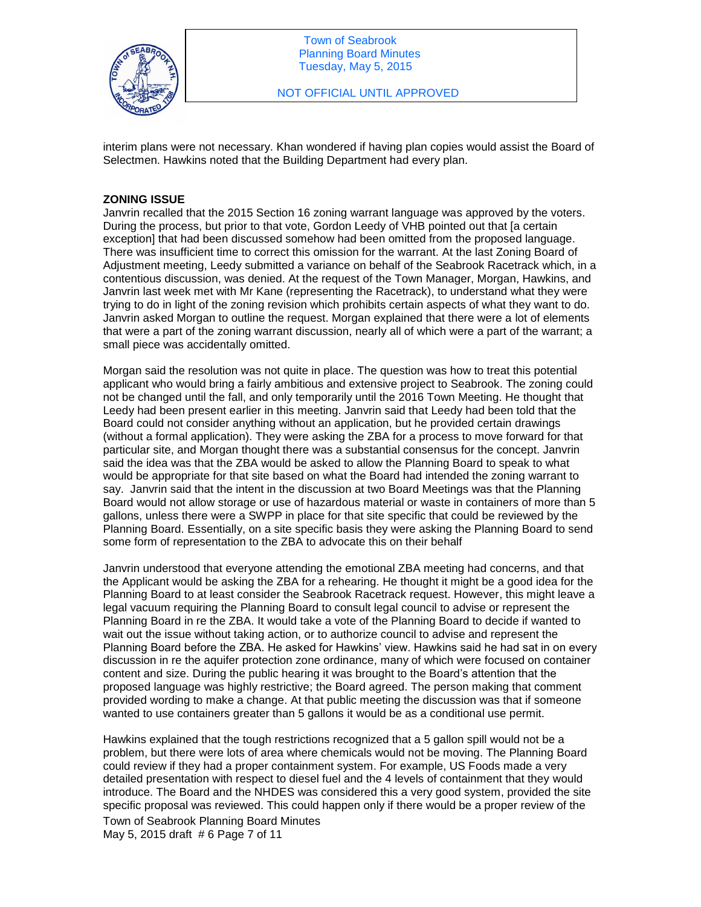interim plans were not necessary. Khan wondered if having plan copies would assist the Board of Selectmen. Hawkins noted that the Building Department had every plan.

**ZONING ISSUE**

Janvrin recalled that the 2015 Section 16 zoning warrant language was approved by the voters. During the process, but prior to that vote, Gordon Leedy of VHB pointed out that [a certain exception] that had been discussed somehow had been omitted from the proposed language. There was insufficient time to correct this omission for the warrant. At the last Zoning Board of Adjustment meeting, Leedy submitted a variance on behalf of the Seabrook Racetrack which, in a contentious discussion, was denied. At the request of the Town Manager, Morgan, Hawkins, and Janvrin last week met with Mr Kane (representing the Racetrack), to understand what they were trying to do in light of the zoning revision which prohibits certain aspects of what they want to do. Janvrin asked Morgan to outline the request. Morgan explained that there were a lot of elements that were a part of the zoning warrant discussion, nearly all of which were a part of the warrant; a small piece was accidentally omitted.

Morgan said the resolution was not quite in place. The question was how to treat this potential applicant who would bring a fairly ambitious and extensive project to Seabrook. The zoning could not be changed until the fall, and only temporarily until the 2016 Town Meeting. He thought that Leedy had been present earlier in this meeting. Janvrin said that Leedy had been told that the Board could not consider anything without an application, but he provided certain drawings (without a formal application). They were asking the ZBA for a process to move forward for that particular site, and Morgan thought there was a substantial consensus for the concept. Janvrin said the idea was that the ZBA would be asked to allow the Planning Board to speak to what would be appropriate for that site based on what the Board had intended the zoning warrant to say. Janvrin said that the intent in the discussion at two Board Meetings was that the Planning Board would not allow storage or use of hazardous material or waste in containers of more than 5 gallons, unless there were a SWPP in place for that site specific that could be reviewed by the Planning Board. Essentially, on a site specific basis they were asking the Planning Board to send some form of representation to the ZBA to advocate this on their behalf

Janvrin understood that everyone attending the emotional ZBA meeting had concerns, and that the Applicant would be asking the ZBA for a rehearing. He thought it might be a good idea for the Planning Board to at least consider the Seabrook Racetrack request. However, this might leave a legal vacuum requiring the Planning Board to consult legal council to advise or represent the Planning Board in re the ZBA. It would take a vote of the Planning Board to decide if wanted to wait out the issue without taking action, or to authorize council to advise and represent the Planning Board before the ZBA. He asked for Hawkins' view. Hawkins said he had sat in on every discussion in re the aquifer protection zone ordinance, many of which were focused on container content and size. During the public hearing it was brought to the Board's attention that the proposed language was highly restrictive; the Board agreed. The person making that comment provided wording to make a change. At that public meeting the discussion was that if someone wanted to use containers greater than 5 gallons it would be as a conditional use permit.

Hawkins explained that the tough restrictions recognized that a 5 gallon spill would not be a problem, but there were lots of area where chemicals would not be moving. The Planning Board could review if they had a proper containment system. For example, US Foods made a very detailed presentation with respect to diesel fuel and the 4 levels of containment that they would introduce. The Board and the NHDES was considered this a very good system, provided the site specific proposal was reviewed. This could happen only if there would be a proper review of the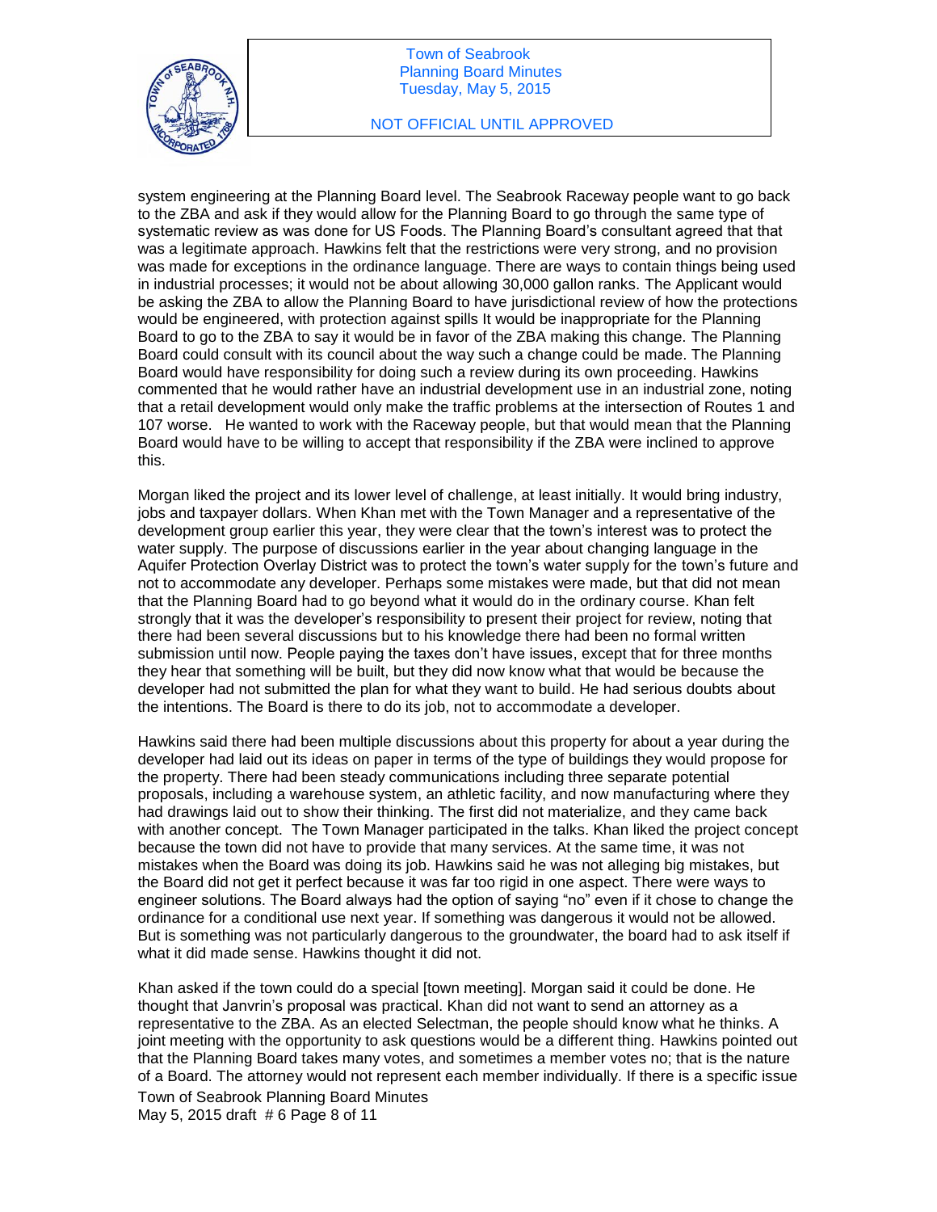system engineering at the Planning Board level. The Seabrook Raceway people want to go back to the ZBA and ask if they would allow for the Planning Board to go through the same type of systematic review as was done for US Foods. The Planning Board's consultant agreed that that was a legitimate approach. Hawkins felt that the restrictions were very strong, and no provision was made for exceptions in the ordinance language. There are ways to contain things being used in industrial processes; it would not be about allowing 30,000 gallon ranks. The Applicant would be asking the ZBA to allow the Planning Board to have jurisdictional review of how the protections would be engineered, with protection against spills It would be inappropriate for the Planning Board to go to the ZBA to say it would be in favor of the ZBA making this change. The Planning Board could consult with its council about the way such a change could be made. The Planning Board would have responsibility for doing such a review during its own proceeding. Hawkins commented that he would rather have an industrial development use in an industrial zone, noting that a retail development would only make the traffic problems at the intersection of Routes 1 and 107 worse. He wanted to work with the Raceway people, but that would mean that the Planning Board would have to be willing to accept that responsibility if the ZBA were inclined to approve this.

Morgan liked the project and its lower level of challenge, at least initially. It would bring industry, jobs and taxpayer dollars. When Khan met with the Town Manager and a representative of the development group earlier this year, they were clear that the town's interest was to protect the water supply. The purpose of discussions earlier in the year about changing language in the Aquifer Protection Overlay District was to protect the town's water supply for the town's future and not to accommodate any developer. Perhaps some mistakes were made, but that did not mean that the Planning Board had to go beyond what it would do in the ordinary course. Khan felt strongly that it was the developer's responsibility to present their project for review, noting that there had been several discussions but to his knowledge there had been no formal written submission until now. People paying the taxes don't have issues, except that for three months they hear that something will be built, but they did now know what that would be because the developer had not submitted the plan for what they want to build. He had serious doubts about the intentions. The Board is there to do its job, not to accommodate a developer.

Hawkins said there had been multiple discussions about this property for about a year during the developer had laid out its ideas on paper in terms of the type of buildings they would propose for the property. There had been steady communications including three separate potential proposals, including a warehouse system, an athletic facility, and now manufacturing where they had drawings laid out to show their thinking. The first did not materialize, and they came back with another concept. The Town Manager participated in the talks. Khan liked the project concept because the town did not have to provide that many services. At the same time, it was not mistakes when the Board was doing its job. Hawkins said he was not alleging big mistakes, but the Board did not get it perfect because it was far too rigid in one aspect. There were ways to engineer solutions. The Board always had the option of saying "no" even if it chose to change the ordinance for a conditional use next year. If something was dangerous it would not be allowed. But is something was not particularly dangerous to the groundwater, the board had to ask itself if what it did made sense. Hawkins thought it did not.

Khan asked if the town could do a special [town meeting]. Morgan said it could be done. He thought that Janvrin's proposal was practical. Khan did not want to send an attorney as a representative to the ZBA. As an elected Selectman, the people should know what he thinks. A joint meeting with the opportunity to ask questions would be a different thing. Hawkins pointed out that the Planning Board takes many votes, and sometimes a member votes no; that is the nature of a Board. The attorney would not represent each member individually. If there is a specific issue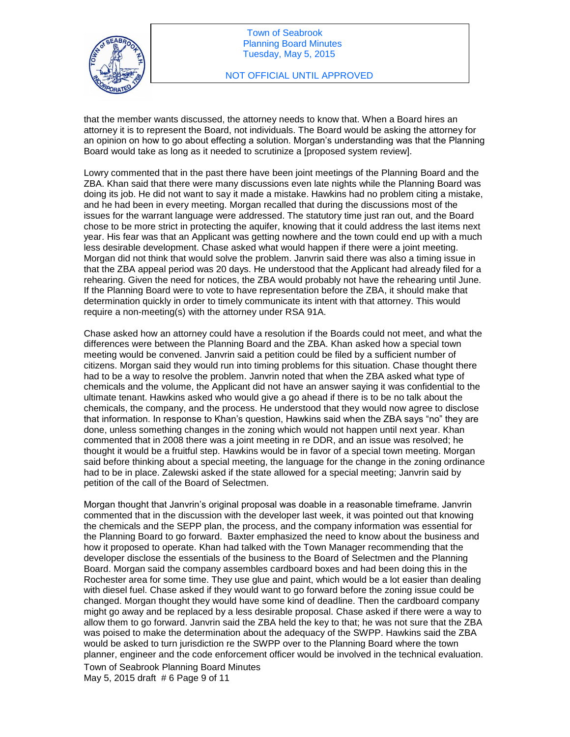that the member wants discussed, the attorney needs to know that. When a Board hires an attorney it is to represent the Board, not individuals. The Board would be asking the attorney for an opinion on how to go about effecting a solution. Morgan's understanding was that the Planning Board would take as long as it needed to scrutinize a [proposed system review].

Lowry commented that in the past there have been joint meetings of the Planning Board and the ZBA. Khan said that there were many discussions even late nights while the Planning Board was doing its job. He did not want to say it made a mistake. Hawkins had no problem citing a mistake, and he had been in every meeting. Morgan recalled that during the discussions most of the issues for the warrant language were addressed. The statutory time just ran out, and the Board chose to be more strict in protecting the aquifer, knowing that it could address the last items next year. His fear was that an Applicant was getting nowhere and the town could end up with a much less desirable development. Chase asked what would happen if there were a joint meeting. Morgan did not think that would solve the problem. Janvrin said there was also a timing issue in that the ZBA appeal period was 20 days. He understood that the Applicant had already filed for a rehearing. Given the need for notices, the ZBA would probably not have the rehearing until June. If the Planning Board were to vote to have representation before the ZBA, it should make that determination quickly in order to timely communicate its intent with that attorney. This would require a non-meeting(s) with the attorney under RSA 91A.

Chase asked how an attorney could have a resolution if the Boards could not meet, and what the differences were between the Planning Board and the ZBA. Khan asked how a special town meeting would be convened. Janvrin said a petition could be filed by a sufficient number of citizens. Morgan said they would run into timing problems for this situation. Chase thought there had to be a way to resolve the problem. Janvrin noted that when the ZBA asked what type of chemicals and the volume, the Applicant did not have an answer saying it was confidential to the ultimate tenant. Hawkins asked who would give a go ahead if there is to be no talk about the chemicals, the company, and the process. He understood that they would now agree to disclose that information. In response to Khan's question, Hawkins said when the ZBA says "no" they are done, unless something changes in the zoning which would not happen until next year. Khan commented that in 2008 there was a joint meeting in re DDR, and an issue was resolved; he thought it would be a fruitful step. Hawkins would be in favor of a special town meeting. Morgan said before thinking about a special meeting, the language for the change in the zoning ordinance had to be in place. Zalewski asked if the state allowed for a special meeting; Janvrin said by petition of the call of the Board of Selectmen.

Morgan thought that Janvrin's original proposal was doable in a reasonable timeframe. Janvrin commented that in the discussion with the developer last week, it was pointed out that knowing the chemicals and the SEPP plan, the process, and the company information was essential for the Planning Board to go forward. Baxter emphasized the need to know about the business and how it proposed to operate. Khan had talked with the Town Manager recommending that the developer disclose the essentials of the business to the Board of Selectmen and the Planning Board. Morgan said the company assembles cardboard boxes and had been doing this in the Rochester area for some time. They use glue and paint, which would be a lot easier than dealing with diesel fuel. Chase asked if they would want to go forward before the zoning issue could be changed. Morgan thought they would have some kind of deadline. Then the cardboard company might go away and be replaced by a less desirable proposal. Chase asked if there were a way to allow them to go forward. Janvrin said the ZBA held the key to that; he was not sure that the ZBA was poised to make the determination about the adequacy of the SWPP. Hawkins said the ZBA would be asked to turn jurisdiction re the SWPP over to the Planning Board where the town planner, engineer and the code enforcement officer would be involved in the technical evaluation.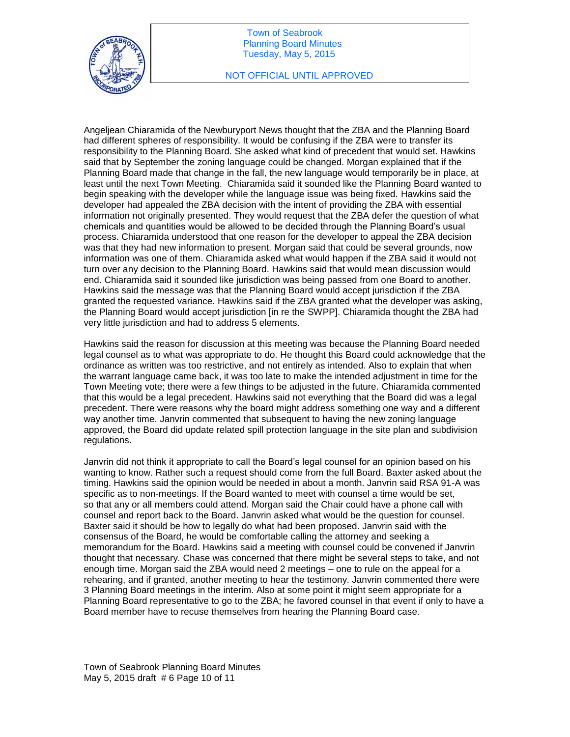Angeljean Chiaramida of the Newburyport News thought that the ZBA and the Planning Board had different spheres of responsibility. It would be confusing if the ZBA were to transfer its responsibility to the Planning Board. She asked what kind of precedent that would set. Hawkins said that by September the zoning language could be changed. Morgan explained that if the Planning Board made that change in the fall, the new language would temporarily be in place, at least until the next Town Meeting. Chiaramida said it sounded like the Planning Board wanted to begin speaking with the developer while the language issue was being fixed. Hawkins said the developer had appealed the ZBA decision with the intent of providing the ZBA with essential information not originally presented. They would request that the ZBA defer the question of what chemicals and quantities would be allowed to be decided through the Planning Board's usual process. Chiaramida understood that one reason for the developer to appeal the ZBA decision was that they had new information to present. Morgan said that could be several grounds, now information was one of them. Chiaramida asked what would happen if the ZBA said it would not turn over any decision to the Planning Board. Hawkins said that would mean discussion would end. Chiaramida said it sounded like jurisdiction was being passed from one Board to another. Hawkins said the message was that the Planning Board would accept jurisdiction if the ZBA granted the requested variance. Hawkins said if the ZBA granted what the developer was asking, the Planning Board would accept jurisdiction [in re the SWPP]. Chiaramida thought the ZBA had very little jurisdiction and had to address 5 elements.

Hawkins said the reason for discussion at this meeting was because the Planning Board needed legal counsel as to what was appropriate to do. He thought this Board could acknowledge that the ordinance as written was too restrictive, and not entirely as intended. Also to explain that when the warrant language came back, it was too late to make the intended adjustment in time for the Town Meeting vote; there were a few things to be adjusted in the future. Chiaramida commented that this would be a legal precedent. Hawkins said not everything that the Board did was a legal precedent. There were reasons why the board might address something one way and a different way another time. Janvrin commented that subsequent to having the new zoning language approved, the Board did update related spill protection language in the site plan and subdivision regulations.

Janvrin did not think it appropriate to call the Board's legal counsel for an opinion based on his wanting to know. Rather such a request should come from the full Board. Baxter asked about the timing. Hawkins said the opinion would be needed in about a month. Janvrin said RSA 91-A was specific as to non-meetings. If the Board wanted to meet with counsel a time would be set, so that any or all members could attend. Morgan said the Chair could have a phone call with counsel and report back to the Board. Janvrin asked what would be the question for counsel. Baxter said it should be how to legally do what had been proposed. Janvrin said with the consensus of the Board, he would be comfortable calling the attorney and seeking a memorandum for the Board. Hawkins said a meeting with counsel could be convened if Janvrin thought that necessary. Chase was concerned that there might be several steps to take, and not enough time. Morgan said the ZBA would need 2 meetings – one to rule on the appeal for a rehearing, and if granted, another meeting to hear the testimony. Janvrin commented there were 3 Planning Board meetings in the interim. Also at some point it might seem appropriate for a Planning Board representative to go to the ZBA; he favored counsel in that event if only to have a Board member have to recuse themselves from hearing the Planning Board case.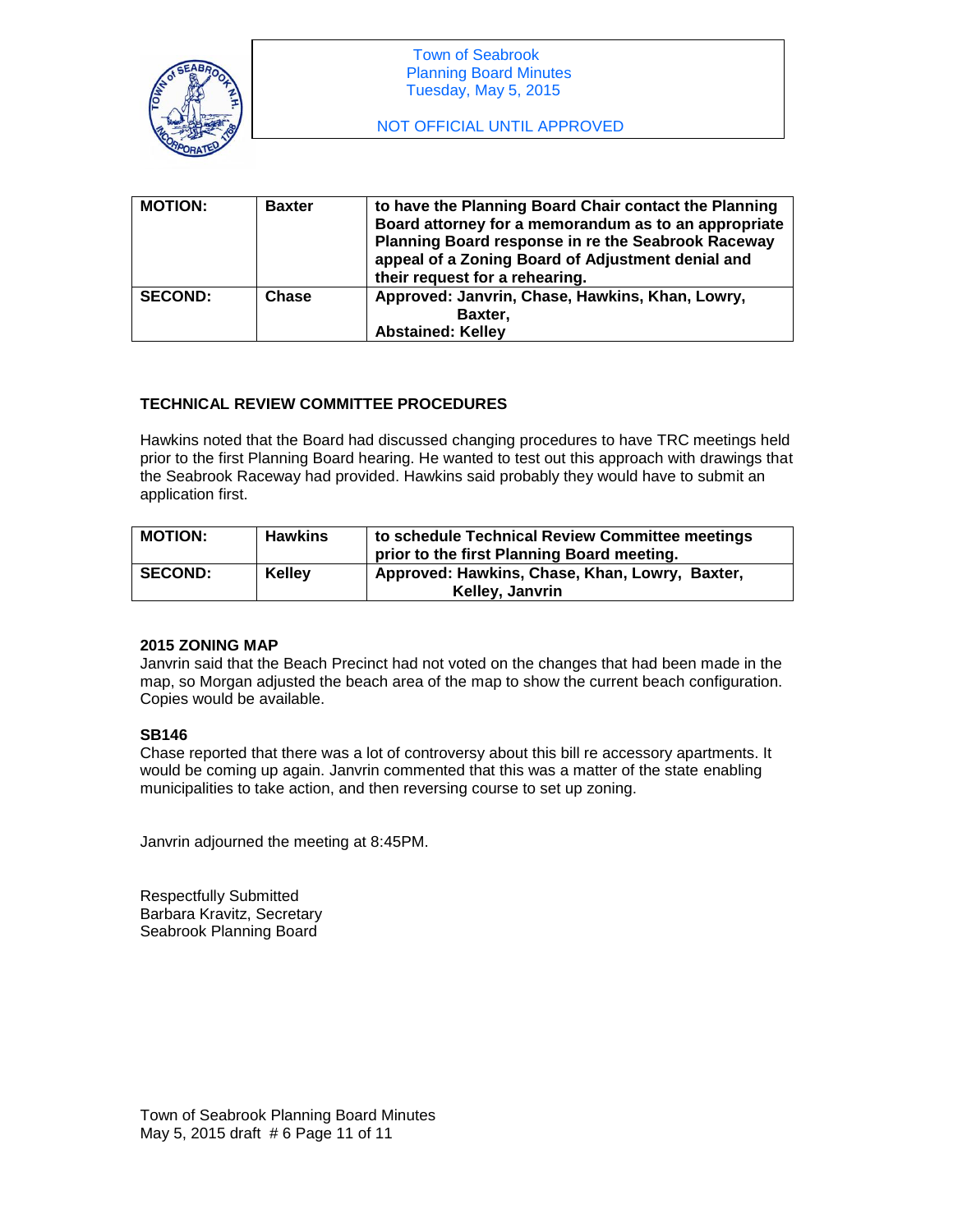| | | |
|---|---|---|
| **MOTION:** | **Baxter** | **to have the Planning Board Chair contact the Planning Board attorney for a memorandum as to an appropriate Planning Board response in re the Seabrook Raceway appeal of a Zoning Board of Adjustment denial and their request for a rehearing.** |
| **SECOND:** | **Chase** | **Approved: Janvrin, Chase, Hawkins, Khan, Lowry, Baxter,**<br>**Abstained: Kelley** |

**TECHNICAL REVIEW COMMITTEE PROCEDURES**

Hawkins noted that the Board had discussed changing procedures to have TRC meetings held prior to the first Planning Board hearing. He wanted to test out this approach with drawings that the Seabrook Raceway had provided. Hawkins said probably they would have to submit an application first.

| | | |
|---|---|---|
| **MOTION:** | **Hawkins** | **to schedule Technical Review Committee meetings prior to the first Planning Board meeting.** |
| **SECOND:** | **Kelley** | **Approved: Hawkins, Chase, Khan, Lowry, Baxter, Kelley, Janvrin** |

**2015 ZONING MAP**

Janvrin said that the Beach Precinct had not voted on the changes that had been made in the map, so Morgan adjusted the beach area of the map to show the current beach configuration. Copies would be available.

**SB146**

Chase reported that there was a lot of controversy about this bill re accessory apartments. It would be coming up again. Janvrin commented that this was a matter of the state enabling municipalities to take action, and then reversing course to set up zoning.

Janvrin adjourned the meeting at 8:45PM.

Respectfully Submitted
Barbara Kravitz, Secretary
Seabrook Planning Board